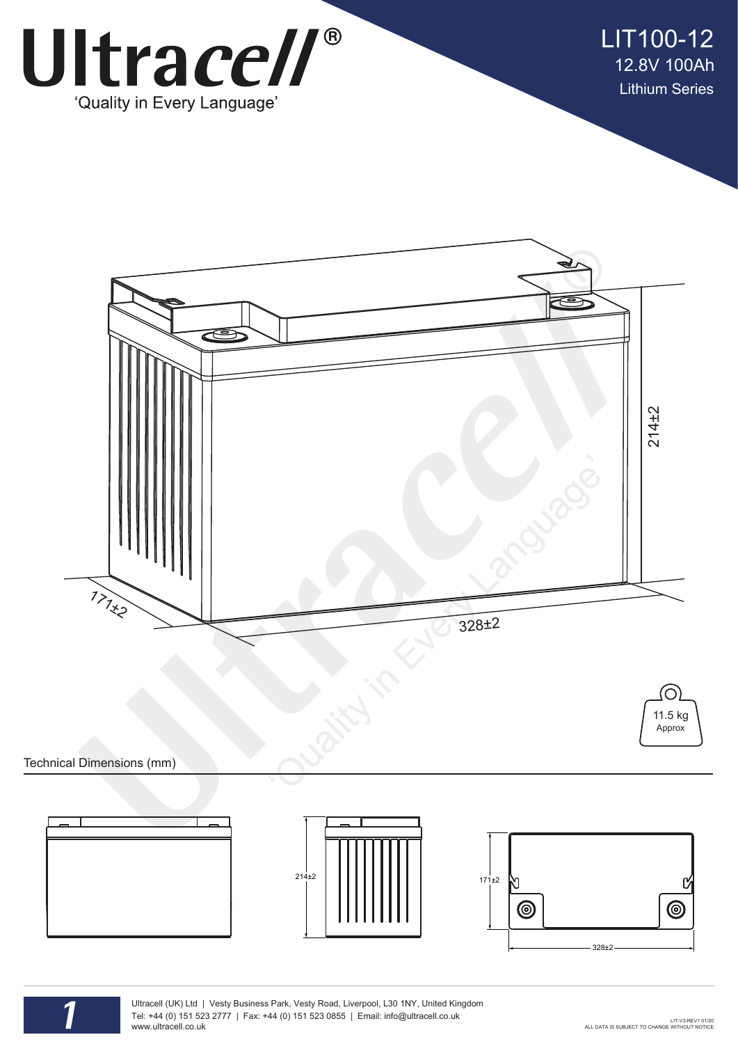# Ultracell®

'Quality in Every Language'

## LIT100-12

12.8V 100Ah

Lithium Series

214±2

171±2

328±2

11.5 kg Approx

### Technical Dimensions (mm)

214±2

171±2

328±2

Ultracell (UK) Ltd | Vesty Business Park, Vesty Road, Liverpool, L30 1NY, United Kingdom
Tel: +44 (0) 151 523 2777 | Fax: +44 (0) 151 523 0855 | Email: info@ultracell.co.uk
www.ultracell.co.uk

LIT-V3-REV1 01/20
ALL DATA IS SUBJECT TO CHANGE WITHOUT NOTICE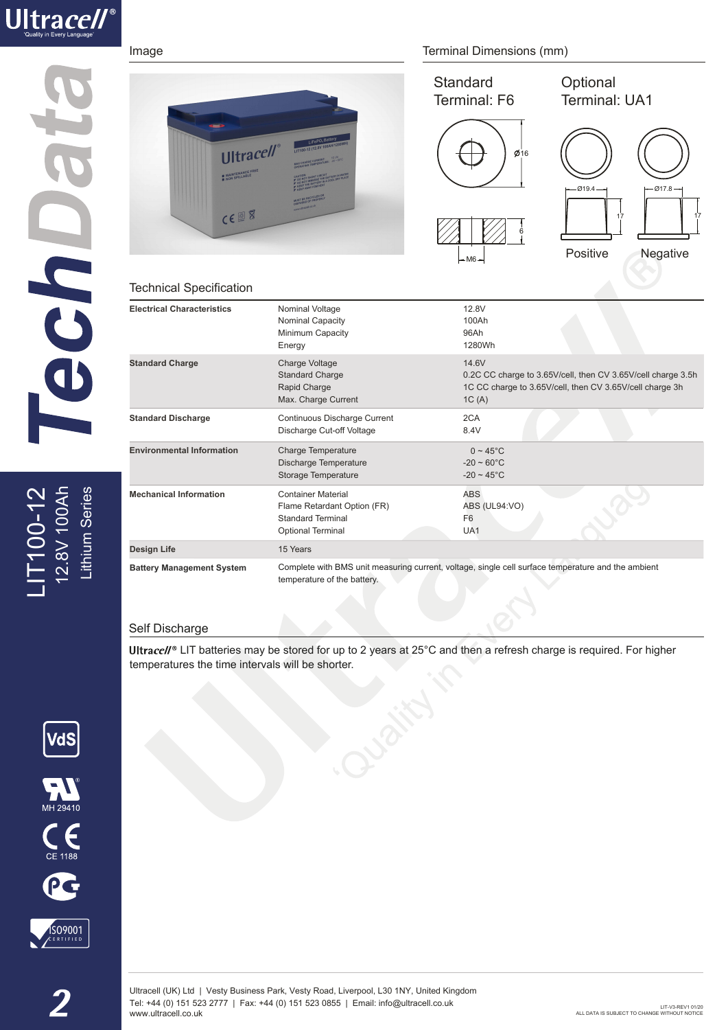## Image

## Terminal Dimensions (mm)

| Standard Terminal: F6 | Optional Terminal: UA1 |
|---|---|
| Ø16, 6, M6 | Positive: Ø19.4, 17 / Negative: Ø17.8, 17 |

## Technical Specification

| | | |
|---|---|---|
| **Electrical Characteristics** | Nominal Voltage<br>Nominal Capacity<br>Minimum Capacity<br>Energy | 12.8V<br>100Ah<br>96Ah<br>1280Wh |
| **Standard Charge** | Charge Voltage<br>Standard Charge<br>Rapid Charge<br>Max. Charge Current | 14.6V<br>0.2C CC charge to 3.65V/cell, then CV 3.65V/cell charge 3.5h<br>1C CC charge to 3.65V/cell, then CV 3.65V/cell charge 3h<br>1C (A) |
| **Standard Discharge** | Continuous Discharge Current<br>Discharge Cut-off Voltage | 2CA<br>8.4V |
| **Environmental Information** | Charge Temperature<br>Discharge Temperature<br>Storage Temperature | 0 ~ 45°C<br>-20 ~ 60°C<br>-20 ~ 45°C |
| **Mechanical Information** | Container Material<br>Flame Retardant Option (FR)<br>Standard Terminal<br>Optional Terminal | ABS<br>ABS (UL94:VO)<br>F6<br>UA1 |
| **Design Life** | 15 Years | |
| **Battery Management System** | Complete with BMS unit measuring current, voltage, single cell surface temperature and the ambient temperature of the battery. | |

## Self Discharge

Ultracell® LIT batteries may be stored for up to 2 years at 25°C and then a refresh charge is required. For higher temperatures the time intervals will be shorter.

LIT100-12
12.8V 100Ah
Lithium Series

VdS
MH 29410
CE 1188
ISO9001 CERTIFIED

Ultracell (UK) Ltd | Vesty Business Park, Vesty Road, Liverpool, L30 1NY, United Kingdom
Tel: +44 (0) 151 523 2777 | Fax: +44 (0) 151 523 0855 | Email: info@ultracell.co.uk
www.ultracell.co.uk

LIT-V3-REV1 01/20
ALL DATA IS SUBJECT TO CHANGE WITHOUT NOTICE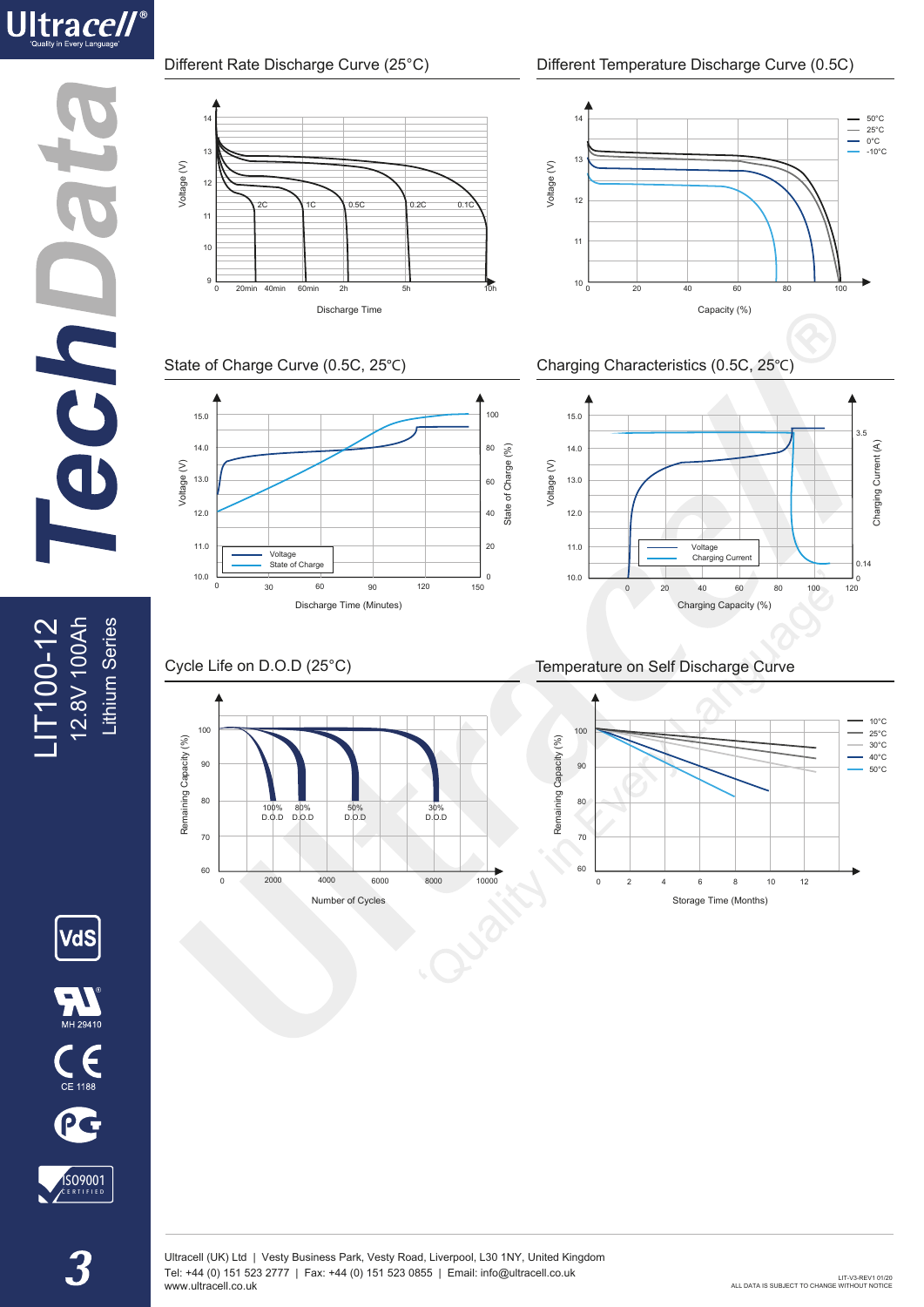LIT100-12
12.8V 100Ah
Lithium Series

## Different Rate Discharge Curve (25°C)

Voltage (V)
14
13
12
11
10
9
2C 1C 0.5C 0.2C 0.1C
0 20min 40min 60min 2h 5h 10h
Discharge Time

## Different Temperature Discharge Curve (0.5C)

Voltage (V)
14
13
12
11
10
50°C
25°C
0°C
-10°C
0 20 40 60 80 100
Capacity (%)

## State of Charge Curve (0.5C, 25°C)

Voltage (V)
15.0
14.0
13.0
12.0
11.0
10.0
State of Charge (%)
100
80
60
40
20
0
Voltage
State of Charge
0 30 60 90 120 150
Discharge Time (Minutes)

## Charging Characteristics (0.5C, 25°C)

Voltage (V)
15.0
14.0
13.0
12.0
11.0
10.0
Charging Current (A)
3.5
0.14
0
Voltage
Charging Current
0 20 40 60 80 100 120
Charging Capacity (%)

## Cycle Life on D.O.D (25°C)

Remaining Capacity (%)
100
90
80
70
60
100% D.O.D
80% D.O.D
50% D.O.D
30% D.O.D
0 2000 4000 6000 8000 10000
Number of Cycles

## Temperature on Self Discharge Curve

Remaining Capacity (%)
100
90
80
70
60
10°C
25°C
30°C
40°C
50°C
0 2 4 6 8 10 12
Storage Time (Months)

Ultracell (UK) Ltd | Vesty Business Park, Vesty Road, Liverpool, L30 1NY, United Kingdom
Tel: +44 (0) 151 523 2777 | Fax: +44 (0) 151 523 0855 | Email: info@ultracell.co.uk
www.ultracell.co.uk

LIT-V3-REV1 01/20
ALL DATA IS SUBJECT TO CHANGE WITHOUT NOTICE